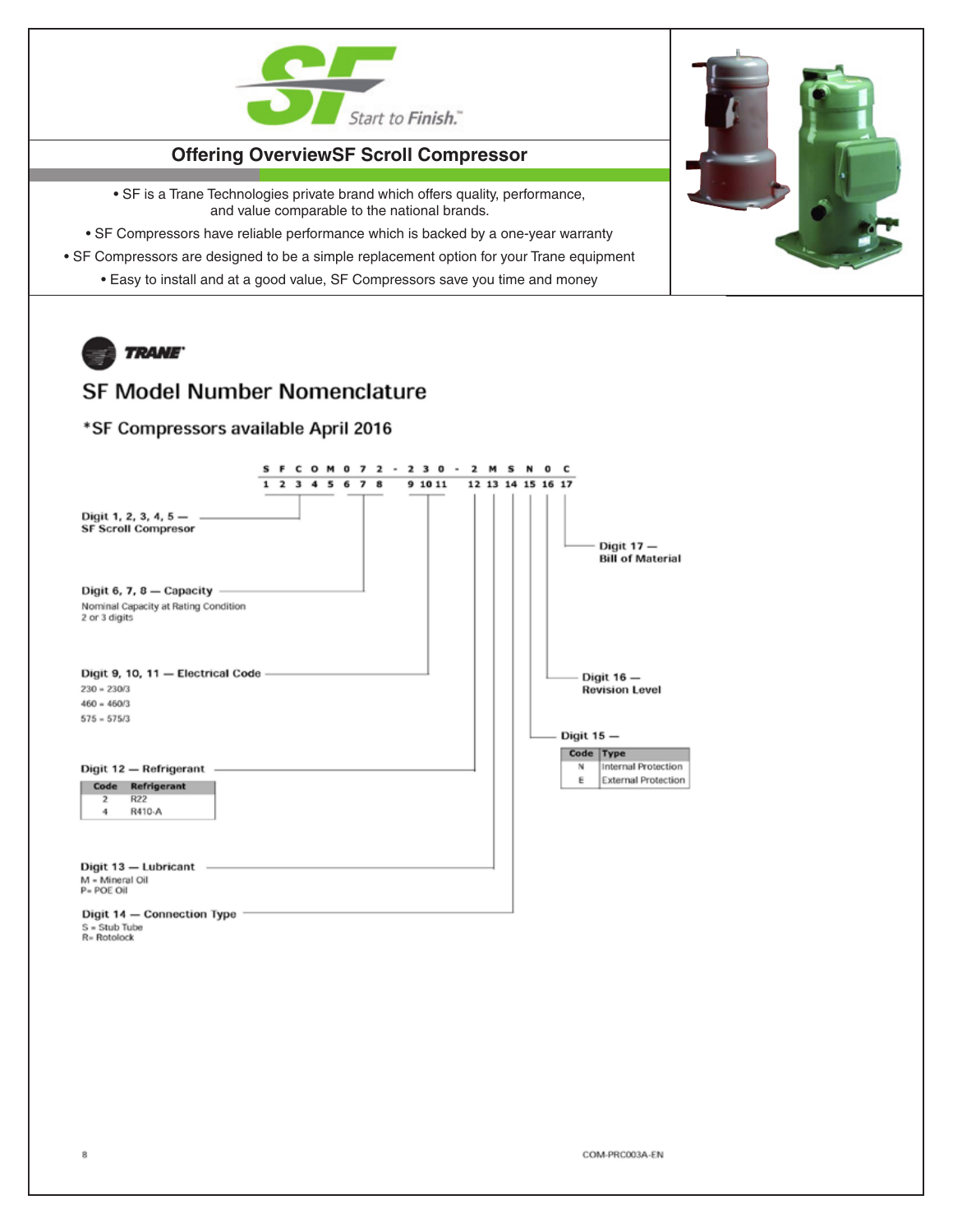SF Start to Finish.™

## Offering OverviewSF Scroll Compressor

- SF is a Trane Technologies private brand which offers quality, performance, and value comparable to the national brands.
- SF Compressors have reliable performance which is backed by a one-year warranty
- SF Compressors are designed to be a simple replacement option for your Trane equipment
- Easy to install and at a good value, SF Compressors save you time and money

TRANE

# SF Model Number Nomenclature

## *SF Compressors available April 2016

```
S F C O M 0 7 2 - 2 3 0 - 2 M S N 0 C
1 2 3 4 5 6 7 8   9 10 11  12 13 14 15 16 17
```

**Digit 1, 2, 3, 4, 5 — SF Scroll Compresor**

**Digit 6, 7, 8 — Capacity**
Nominal Capacity at Rating Condition
2 or 3 digits

**Digit 9, 10, 11 — Electrical Code**
230 = 230/3
460 = 460/3
575 = 575/3

**Digit 12 — Refrigerant**

| Code | Refrigerant |
|---|---|
| 2 | R22 |
| 4 | R410-A |

**Digit 13 — Lubricant**
M = Mineral Oil
P= POE Oil

**Digit 14 — Connection Type**
S = Stub Tube
R= Rotolock

**Digit 15 —**

| Code | Type |
|---|---|
| N | Internal Protection |
| E | External Protection |

**Digit 16 — Revision Level**

**Digit 17 — Bill of Material**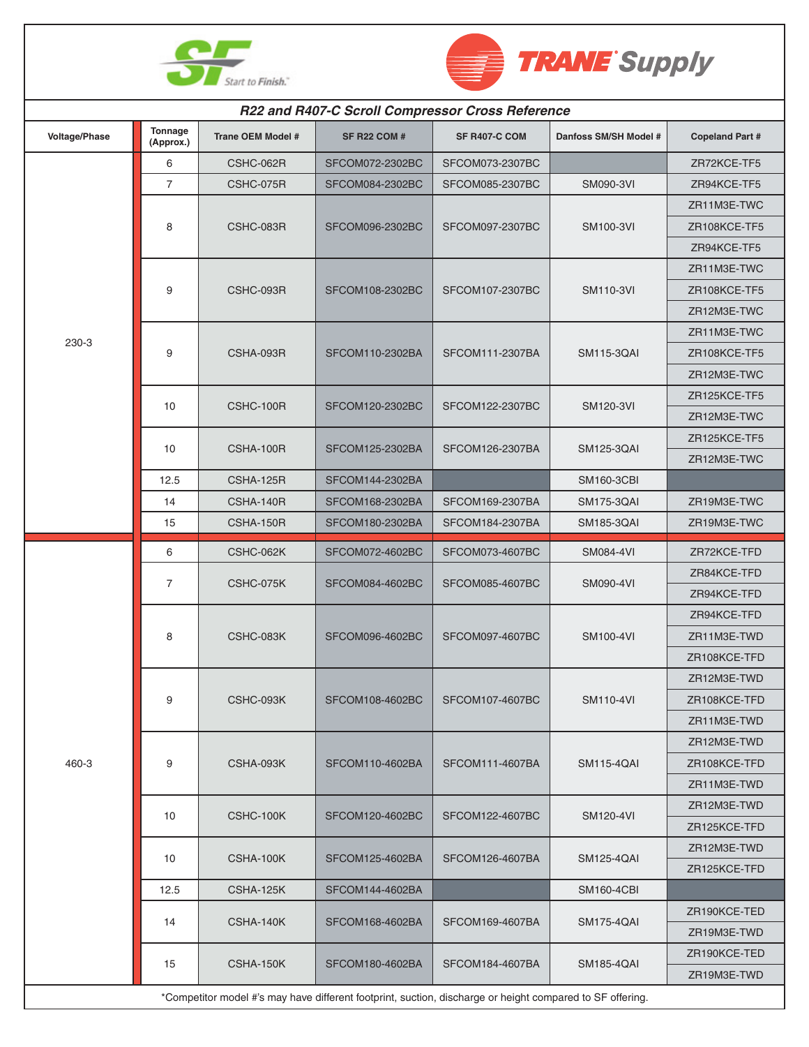## R22 and R407-C Scroll Compressor Cross Reference

| Voltage/Phase | Tonnage (Approx.) | Trane OEM Model # | SF R22 COM # | SF R407-C COM | Danfoss SM/SH Model # | Copeland Part # |
|---|---|---|---|---|---|---|
| 230-3 | 6 | CSHC-062R | SFCOM072-2302BC | SFCOM073-2307BC | | ZR72KCE-TF5 |
| | 7 | CSHC-075R | SFCOM084-2302BC | SFCOM085-2307BC | SM090-3VI | ZR94KCE-TF5 |
| | 8 | CSHC-083R | SFCOM096-2302BC | SFCOM097-2307BC | SM100-3VI | ZR11M3E-TWC |
| | | | | | | ZR108KCE-TF5 |
| | | | | | | ZR94KCE-TF5 |
| | 9 | CSHC-093R | SFCOM108-2302BC | SFCOM107-2307BC | SM110-3VI | ZR11M3E-TWC |
| | | | | | | ZR108KCE-TF5 |
| | | | | | | ZR12M3E-TWC |
| | 9 | CSHA-093R | SFCOM110-2302BA | SFCOM111-2307BA | SM115-3QAI | ZR11M3E-TWC |
| | | | | | | ZR108KCE-TF5 |
| | | | | | | ZR12M3E-TWC |
| | 10 | CSHC-100R | SFCOM120-2302BC | SFCOM122-2307BC | SM120-3VI | ZR125KCE-TF5 |
| | | | | | | ZR12M3E-TWC |
| | 10 | CSHA-100R | SFCOM125-2302BA | SFCOM126-2307BA | SM125-3QAI | ZR125KCE-TF5 |
| | | | | | | ZR12M3E-TWC |
| | 12.5 | CSHA-125R | SFCOM144-2302BA | | SM160-3CBI | |
| | 14 | CSHA-140R | SFCOM168-2302BA | SFCOM169-2307BA | SM175-3QAI | ZR19M3E-TWC |
| | 15 | CSHA-150R | SFCOM180-2302BA | SFCOM184-2307BA | SM185-3QAI | ZR19M3E-TWC |
| 460-3 | 6 | CSHC-062K | SFCOM072-4602BC | SFCOM073-4607BC | SM084-4VI | ZR72KCE-TFD |
| | 7 | CSHC-075K | SFCOM084-4602BC | SFCOM085-4607BC | SM090-4VI | ZR84KCE-TFD |
| | | | | | | ZR94KCE-TFD |
| | 8 | CSHC-083K | SFCOM096-4602BC | SFCOM097-4607BC | SM100-4VI | ZR94KCE-TFD |
| | | | | | | ZR11M3E-TWD |
| | | | | | | ZR108KCE-TFD |
| | 9 | CSHC-093K | SFCOM108-4602BC | SFCOM107-4607BC | SM110-4VI | ZR12M3E-TWD |
| | | | | | | ZR108KCE-TFD |
| | | | | | | ZR11M3E-TWD |
| | 9 | CSHA-093K | SFCOM110-4602BA | SFCOM111-4607BA | SM115-4QAI | ZR12M3E-TWD |
| | | | | | | ZR108KCE-TFD |
| | | | | | | ZR11M3E-TWD |
| | 10 | CSHC-100K | SFCOM120-4602BC | SFCOM122-4607BC | SM120-4VI | ZR12M3E-TWD |
| | | | | | | ZR125KCE-TFD |
| | 10 | CSHA-100K | SFCOM125-4602BA | SFCOM126-4607BA | SM125-4QAI | ZR12M3E-TWD |
| | | | | | | ZR125KCE-TFD |
| | 12.5 | CSHA-125K | SFCOM144-4602BA | | SM160-4CBI | |
| | 14 | CSHA-140K | SFCOM168-4602BA | SFCOM169-4607BA | SM175-4QAI | ZR190KCE-TED |
| | | | | | | ZR19M3E-TWD |
| | 15 | CSHA-150K | SFCOM180-4602BA | SFCOM184-4607BA | SM185-4QAI | ZR190KCE-TED |
| | | | | | | ZR19M3E-TWD |

*Competitor model #'s may have different footprint, suction, discharge or height compared to SF offering.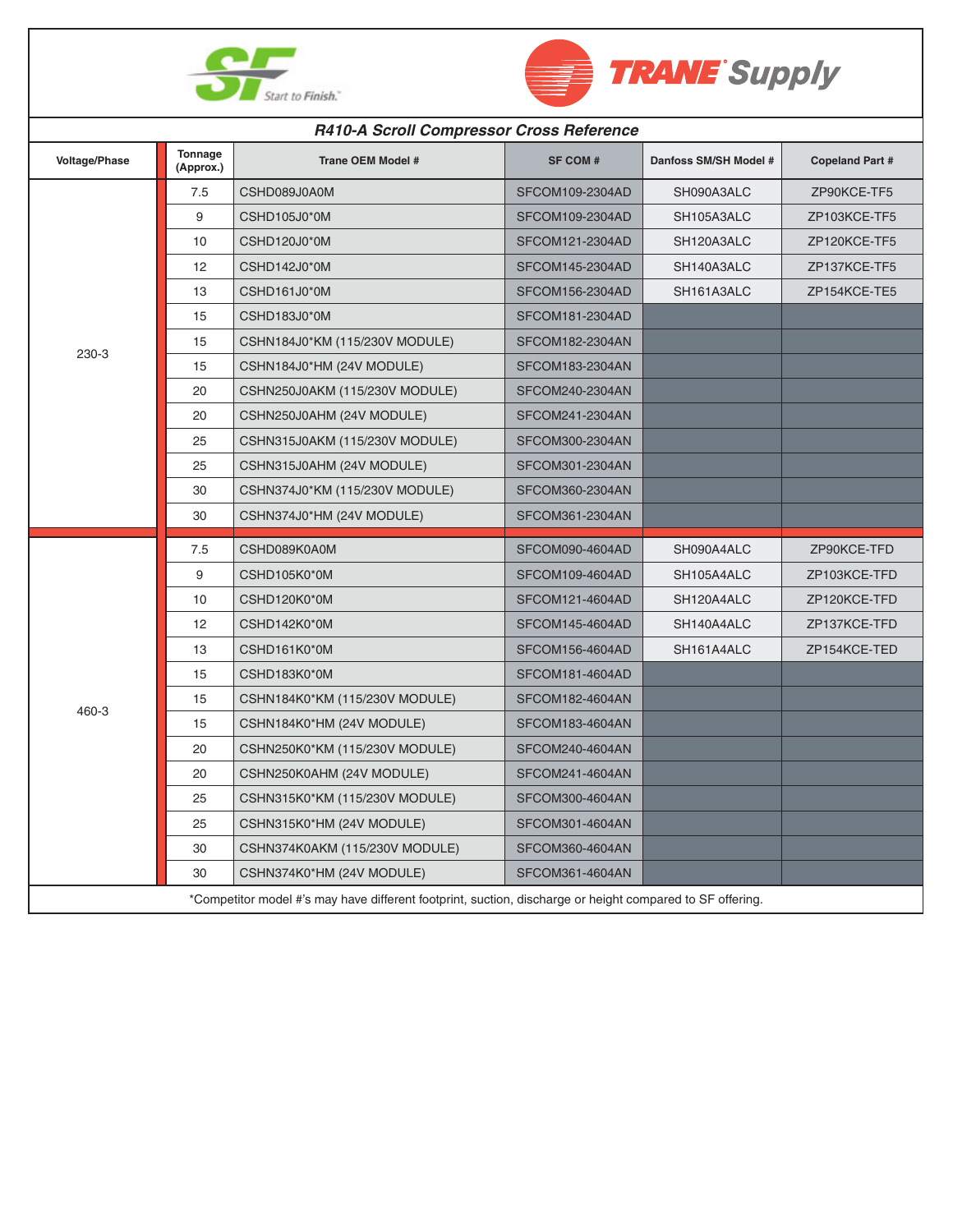## R410-A Scroll Compressor Cross Reference

| Voltage/Phase | Tonnage (Approx.) | Trane OEM Model # | SF COM # | Danfoss SM/SH Model # | Copeland Part # |
|---|---|---|---|---|---|
| 230-3 | 7.5 | CSHD089J0A0M | SFCOM109-2304AD | SH090A3ALC | ZP90KCE-TF5 |
| | 9 | CSHD105J0*0M | SFCOM109-2304AD | SH105A3ALC | ZP103KCE-TF5 |
| | 10 | CSHD120J0*0M | SFCOM121-2304AD | SH120A3ALC | ZP120KCE-TF5 |
| | 12 | CSHD142J0*0M | SFCOM145-2304AD | SH140A3ALC | ZP137KCE-TF5 |
| | 13 | CSHD161J0*0M | SFCOM156-2304AD | SH161A3ALC | ZP154KCE-TE5 |
| | 15 | CSHD183J0*0M | SFCOM181-2304AD | | |
| | 15 | CSHN184J0*KM (115/230V MODULE) | SFCOM182-2304AN | | |
| | 15 | CSHN184J0*HM (24V MODULE) | SFCOM183-2304AN | | |
| | 20 | CSHN250J0AKM (115/230V MODULE) | SFCOM240-2304AN | | |
| | 20 | CSHN250J0AHM (24V MODULE) | SFCOM241-2304AN | | |
| | 25 | CSHN315J0AKM (115/230V MODULE) | SFCOM300-2304AN | | |
| | 25 | CSHN315J0AHM (24V MODULE) | SFCOM301-2304AN | | |
| | 30 | CSHN374J0*KM (115/230V MODULE) | SFCOM360-2304AN | | |
| | 30 | CSHN374J0*HM (24V MODULE) | SFCOM361-2304AN | | |
| 460-3 | 7.5 | CSHD089K0A0M | SFCOM090-4604AD | SH090A4ALC | ZP90KCE-TFD |
| | 9 | CSHD105K0*0M | SFCOM109-4604AD | SH105A4ALC | ZP103KCE-TFD |
| | 10 | CSHD120K0*0M | SFCOM121-4604AD | SH120A4ALC | ZP120KCE-TFD |
| | 12 | CSHD142K0*0M | SFCOM145-4604AD | SH140A4ALC | ZP137KCE-TFD |
| | 13 | CSHD161K0*0M | SFCOM156-4604AD | SH161A4ALC | ZP154KCE-TED |
| | 15 | CSHD183K0*0M | SFCOM181-4604AD | | |
| | 15 | CSHN184K0*KM (115/230V MODULE) | SFCOM182-4604AN | | |
| | 15 | CSHN184K0*HM (24V MODULE) | SFCOM183-4604AN | | |
| | 20 | CSHN250K0*KM (115/230V MODULE) | SFCOM240-4604AN | | |
| | 20 | CSHN250K0AHM (24V MODULE) | SFCOM241-4604AN | | |
| | 25 | CSHN315K0*KM (115/230V MODULE) | SFCOM300-4604AN | | |
| | 25 | CSHN315K0*HM (24V MODULE) | SFCOM301-4604AN | | |
| | 30 | CSHN374K0AKM (115/230V MODULE) | SFCOM360-4604AN | | |
| | 30 | CSHN374K0*HM (24V MODULE) | SFCOM361-4604AN | | |

*Competitor model #'s may have different footprint, suction, discharge or height compared to SF offering.